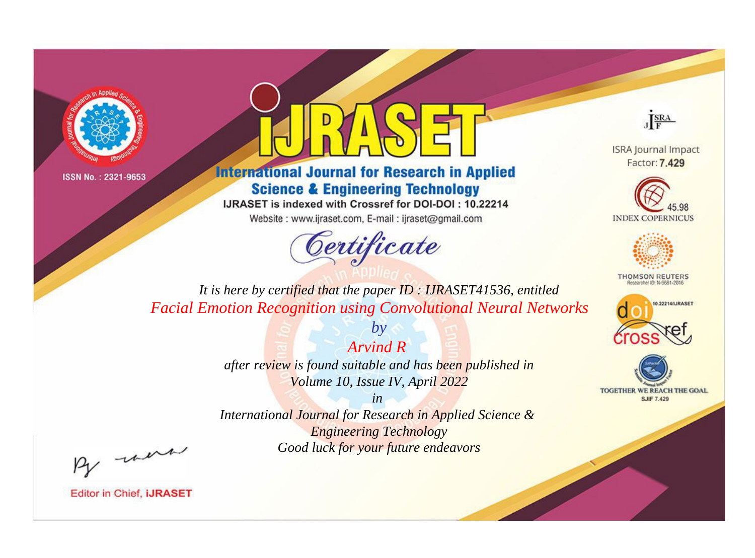ISSN No. : 2321-9653

# IJRASET

## International Journal for Research in Applied Science & Engineering Technology

IJRASET is indexed with Crossref for DOI-DOI : 10.22214

Website : www.ijraset.com, E-mail : ijraset@gmail.com

ISRA Journal Impact Factor: **7.429**

45.98 INDEX COPERNICUS

THOMSON REUTERS Researcher ID: N-9681-2016

10.22214/IJRASET

TOGETHER WE REACH THE GOAL SJIF 7.429

## *Certificate*

*It is here by certified that the paper ID : IJRASET41536, entitled*

*Facial Emotion Recognition using Convolutional Neural Networks*

*by*

*Arvind R*

*after review is found suitable and has been published in*

*Volume 10, Issue IV, April 2022*

*in*

*International Journal for Research in Applied Science & Engineering Technology*

*Good luck for your future endeavors*

Editor in Chief, **IJRASET**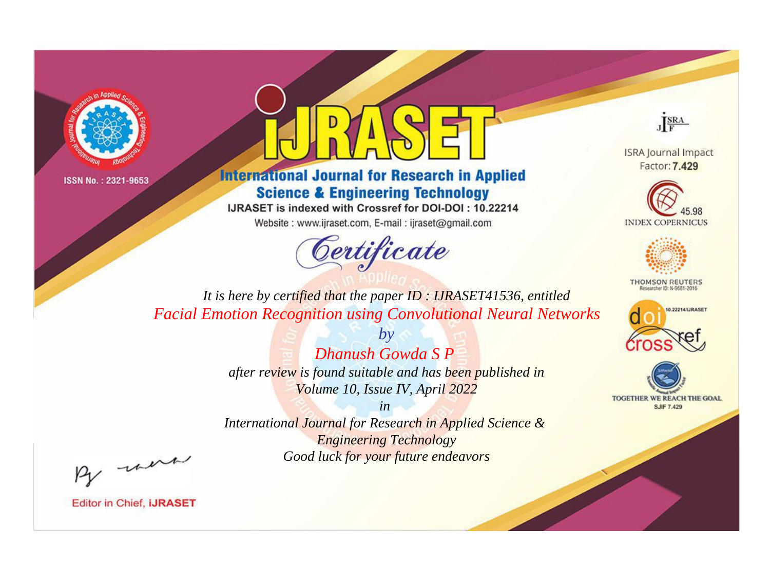ISSN No. : 2321-9653

# iJRASET

## International Journal for Research in Applied Science & Engineering Technology

IJRASET is indexed with Crossref for DOI-DOI : 10.22214

Website : www.ijraset.com, E-mail : ijraset@gmail.com

*Certificate*

*It is here by certified that the paper ID : IJRASET41536, entitled*

*Facial Emotion Recognition using Convolutional Neural Networks*

*by*

*Dhanush Gowda S P*

*after review is found suitable and has been published in*

*Volume 10, Issue IV, April 2022*

*in*

*International Journal for Research in Applied Science & Engineering Technology*

*Good luck for your future endeavors*

Editor in Chief, iJRASET

ISRA Journal Impact Factor: **7.429**

45.98 INDEX COPERNICUS

THOMSON REUTERS Researcher ID: N-9681-2016

10.22214/IJRASET

doi crossref

TOGETHER WE REACH THE GOAL

SJIF 7.429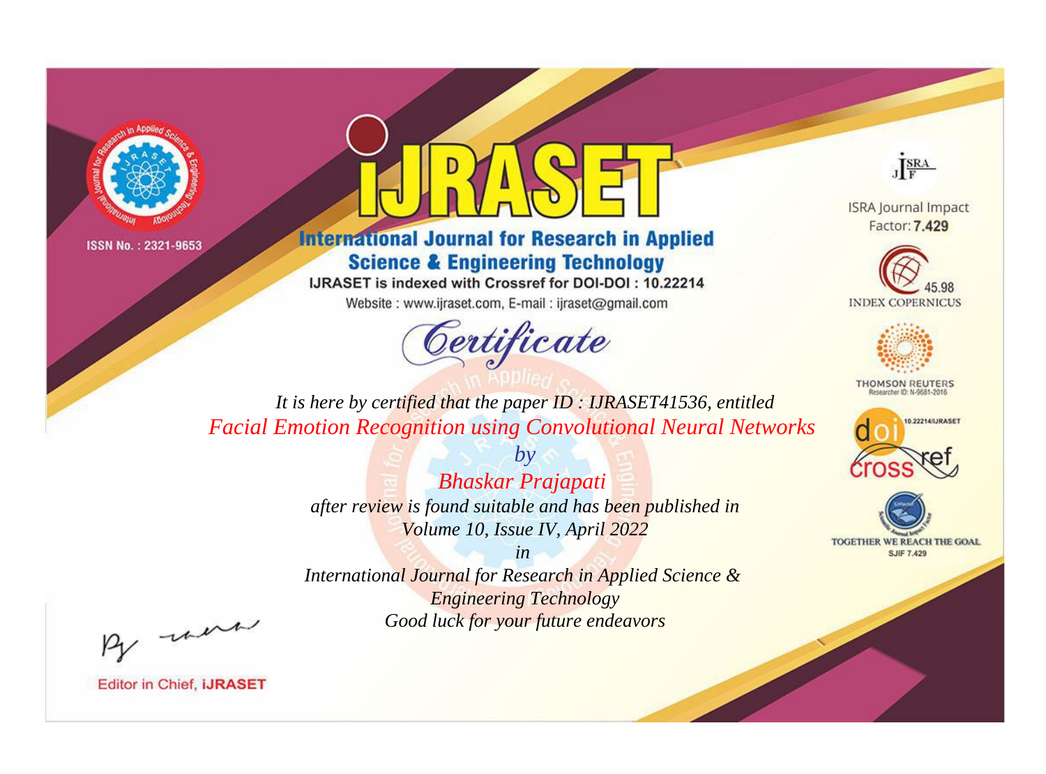ISSN No. : 2321-9653

# iJRASET

## International Journal for Research in Applied Science & Engineering Technology

IJRASET is indexed with Crossref for DOI-DOI : 10.22214

Website : www.ijraset.com, E-mail : ijraset@gmail.com

ISRA Journal Impact Factor: **7.429**

45.98 INDEX COPERNICUS

THOMSON REUTERS Researcher ID: N-9681-2016

10.22214/IJRASET

TOGETHER WE REACH THE GOAL SJIF 7.429

*Certificate*

*It is here by certified that the paper ID : IJRASET41536, entitled*

*Facial Emotion Recognition using Convolutional Neural Networks*

*by*

*Bhaskar Prajapati*

*after review is found suitable and has been published in*

*Volume 10, Issue IV, April 2022*

*in*

*International Journal for Research in Applied Science & Engineering Technology*

*Good luck for your future endeavors*

Editor in Chief, **iJRASET**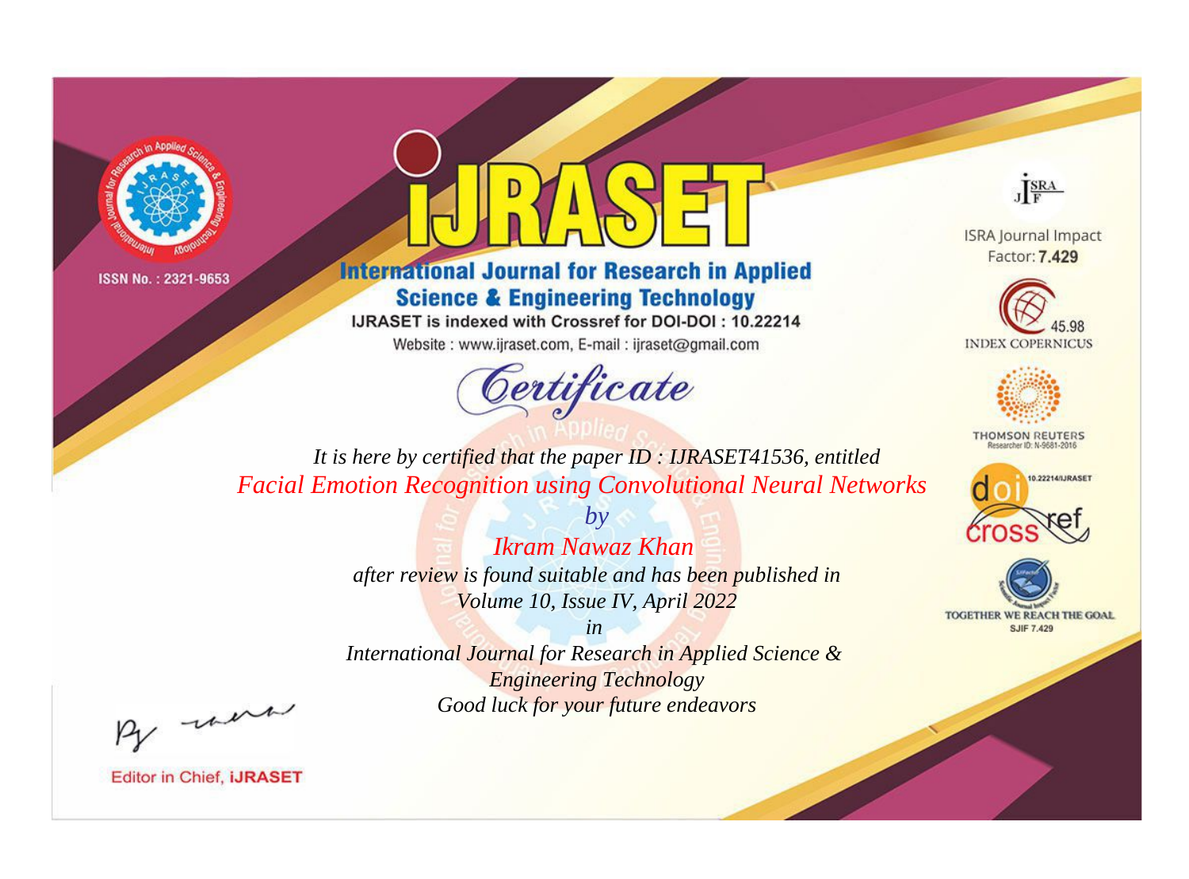ISSN No. : 2321-9653

# iJRASET

## International Journal for Research in Applied Science & Engineering Technology

IJRASET is indexed with Crossref for DOI-DOI : 10.22214

Website : www.ijraset.com, E-mail : ijraset@gmail.com

## Certificate

*It is here by certified that the paper ID : IJRASET41536, entitled*

*Facial Emotion Recognition using Convolutional Neural Networks*

*by*

*Ikram Nawaz Khan*

*after review is found suitable and has been published in*

*Volume 10, Issue IV, April 2022*

*in*

*International Journal for Research in Applied Science & Engineering Technology*

*Good luck for your future endeavors*

ISRA Journal Impact Factor: **7.429**

45.98 INDEX COPERNICUS

THOMSON REUTERS Researcher ID: N-9681-2016

10.22214/IJRASET

TOGETHER WE REACH THE GOAL SJIF 7.429

Editor in Chief, **iJRASET**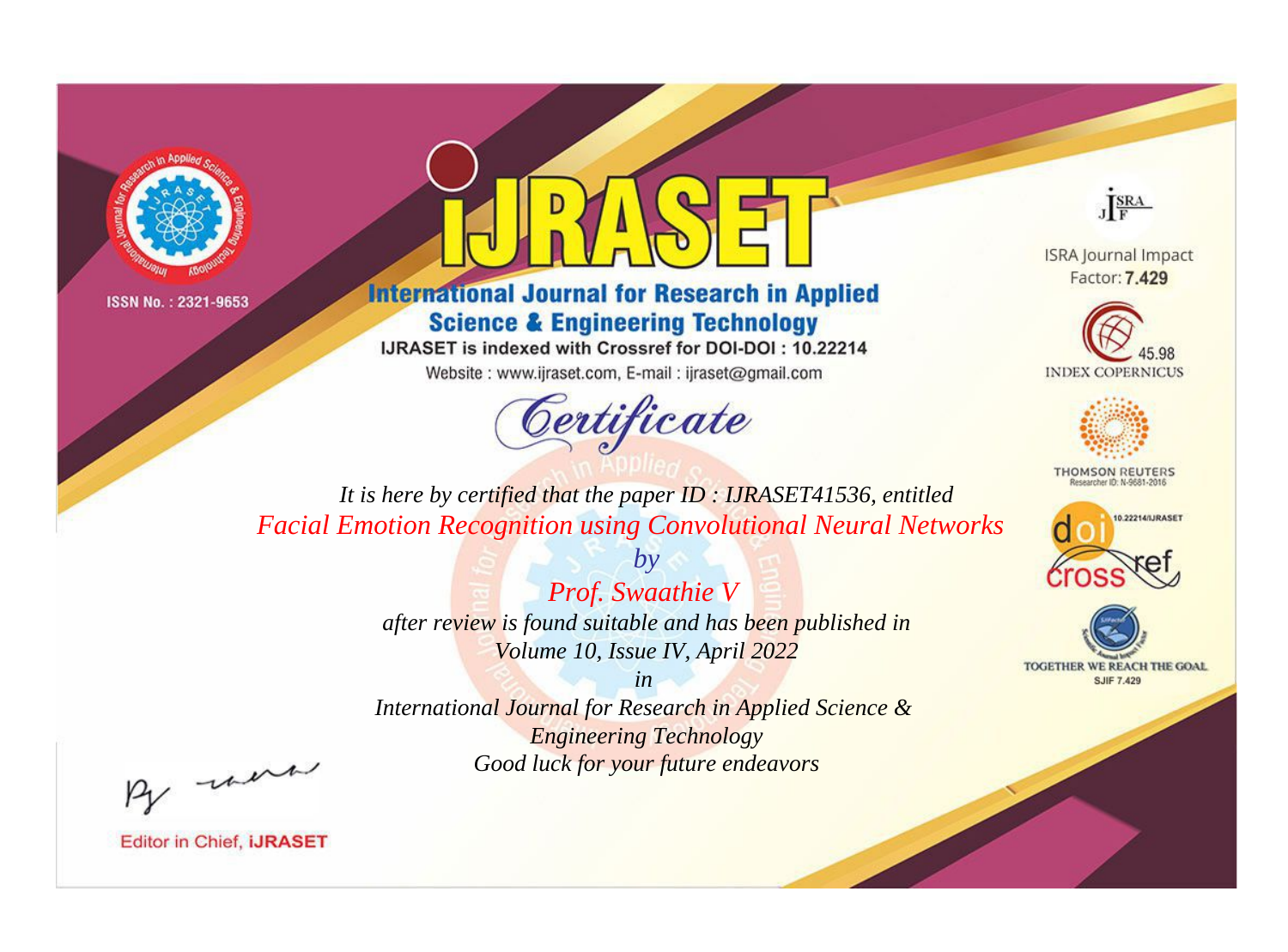ISSN No. : 2321-9653

# IJRASET

## International Journal for Research in Applied Science & Engineering Technology

IJRASET is indexed with Crossref for DOI-DOI : 10.22214

Website : www.ijraset.com, E-mail : ijraset@gmail.com

*Certificate*

*It is here by certified that the paper ID : IJRASET41536, entitled*

*Facial Emotion Recognition using Convolutional Neural Networks*

*by*

*Prof. Swaathie V*

*after review is found suitable and has been published in*

*Volume 10, Issue IV, April 2022*

*in*

*International Journal for Research in Applied Science & Engineering Technology*

*Good luck for your future endeavors*

ISRA Journal Impact Factor: **7.429**

45.98 INDEX COPERNICUS

THOMSON REUTERS Researcher ID: N-9681-2016

10.22214/IJRASET

TOGETHER WE REACH THE GOAL SJIF 7.429

Editor in Chief, **iJRASET**